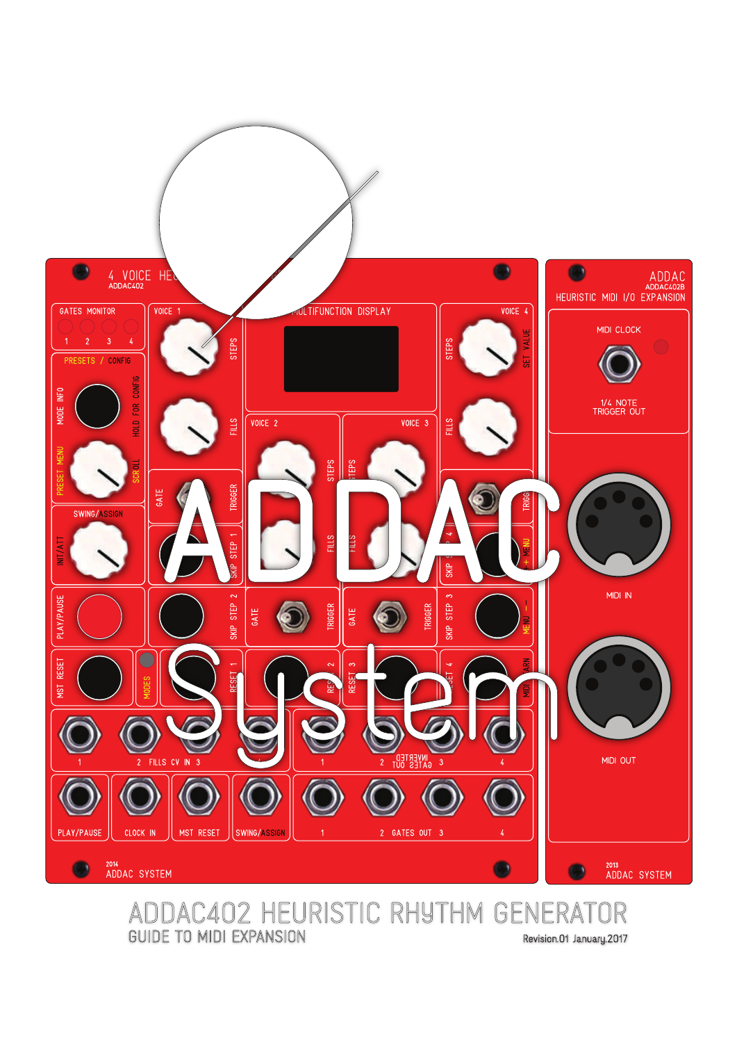# ADDAC402 HEURISTIC RHYTHM GENERATOR

## GUIDE TO MIDI EXPANSION

Revision.01 January.2017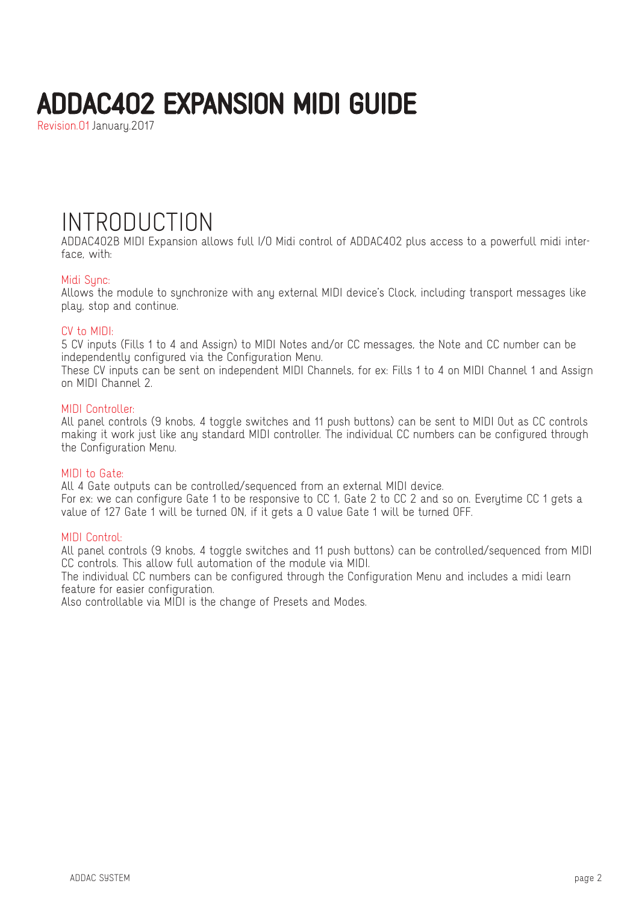# ADDAC402 EXPANSION MIDI GUIDE

Revision.01 January.2017

## INTRODUCTION

ADDAC402B MIDI Expansion allows full I/O Midi control of ADDAC402 plus access to a powerfull midi interface, with:

### Midi Sync:

Allows the module to synchronize with any external MIDI device's Clock, including transport messages like play, stop and continue.

### CV to MIDI:

5 CV inputs (Fills 1 to 4 and Assign) to MIDI Notes and/or CC messages, the Note and CC number can be independently configured via the Configuration Menu.
These CV inputs can be sent on independent MIDI Channels, for ex: Fills 1 to 4 on MIDI Channel 1 and Assign on MIDI Channel 2.

### MIDI Controller:

All panel controls (9 knobs, 4 toggle switches and 11 push buttons) can be sent to MIDI Out as CC controls making it work just like any standard MIDI controller. The individual CC numbers can be configured through the Configuration Menu.

### MIDI to Gate:

All 4 Gate outputs can be controlled/sequenced from an external MIDI device.
For ex: we can configure Gate 1 to be responsive to CC 1, Gate 2 to CC 2 and so on. Everytime CC 1 gets a value of 127 Gate 1 will be turned ON, if it gets a 0 value Gate 1 will be turned OFF.

### MIDI Control:

All panel controls (9 knobs, 4 toggle switches and 11 push buttons) can be controlled/sequenced from MIDI CC controls. This allow full automation of the module via MIDI.
The individual CC numbers can be configured through the Configuration Menu and includes a midi learn feature for easier configuration.
Also controllable via MIDI is the change of Presets and Modes.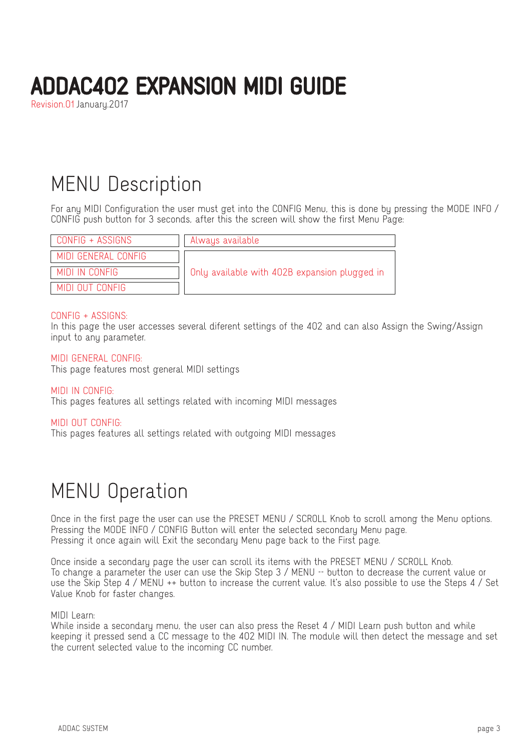# ADDAC402 EXPANSION MIDI GUIDE

Revision.01 January.2017

## MENU Description

For any MIDI Configuration the user must get into the CONFIG Menu, this is done by pressing the MODE INFO / CONFIG push button for 3 seconds, after this the screen will show the first Menu Page:

| | |
|---|---|
| CONFIG + ASSIGNS | Always available |
| MIDI GENERAL CONFIG | Only available with 402B expansion plugged in |
| MIDI IN CONFIG | |
| MIDI OUT CONFIG | |

CONFIG + ASSIGNS:
In this page the user accesses several diferent settings of the 402 and can also Assign the Swing/Assign input to any parameter.

MIDI GENERAL CONFIG:
This page features most general MIDI settings

MIDI IN CONFIG:
This pages features all settings related with incoming MIDI messages

MIDI OUT CONFIG:
This pages features all settings related with outgoing MIDI messages

## MENU Operation

Once in the first page the user can use the PRESET MENU / SCROLL Knob to scroll among the Menu options.
Pressing the MODE INFO / CONFIG Button will enter the selected secondary Menu page.
Pressing it once again will Exit the secondary Menu page back to the First page.

Once inside a secondary page the user can scroll its items with the PRESET MENU / SCROLL Knob.
To change a parameter the user can use the Skip Step 3 / MENU -- button to decrease the current value or use the Skip Step 4 / MENU ++ button to increase the current value. It's also possible to use the Steps 4 / Set Value Knob for faster changes.

MIDI Learn:
While inside a secondary menu, the user can also press the Reset 4 / MIDI Learn push button and while keeping it pressed send a CC message to the 402 MIDI IN. The module will then detect the message and set the current selected value to the incoming CC number.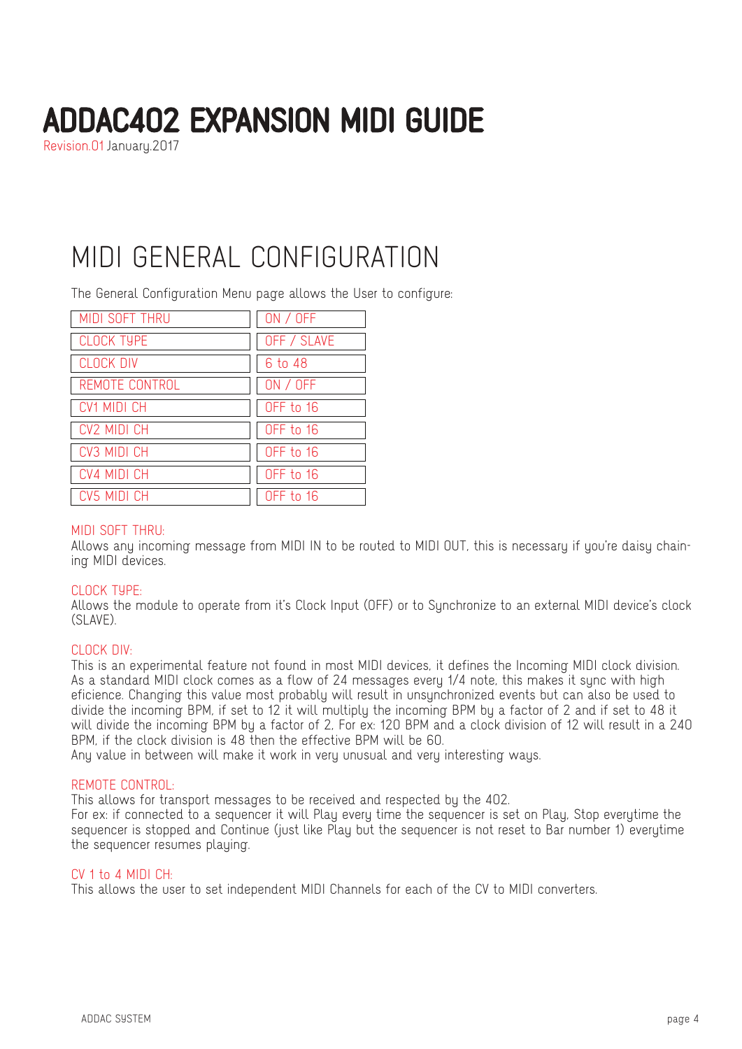# ADDAC402 EXPANSION MIDI GUIDE

Revision.01 January.2017

## MIDI GENERAL CONFIGURATION

The General Configuration Menu page allows the User to configure:

| | |
|---|---|
| MIDI SOFT THRU | ON / OFF |
| CLOCK TYPE | OFF / SLAVE |
| CLOCK DIV | 6 to 48 |
| REMOTE CONTROL | ON / OFF |
| CV1 MIDI CH | OFF to 16 |
| CV2 MIDI CH | OFF to 16 |
| CV3 MIDI CH | OFF to 16 |
| CV4 MIDI CH | OFF to 16 |
| CV5 MIDI CH | OFF to 16 |

MIDI SOFT THRU:
Allows any incoming message from MIDI IN to be routed to MIDI OUT, this is necessary if you're daisy chaining MIDI devices.

CLOCK TYPE:
Allows the module to operate from it's Clock Input (OFF) or to Synchronize to an external MIDI device's clock (SLAVE).

CLOCK DIV:
This is an experimental feature not found in most MIDI devices, it defines the Incoming MIDI clock division. As a standard MIDI clock comes as a flow of 24 messages every 1/4 note, this makes it sync with high eficience. Changing this value most probably will result in unsynchronized events but can also be used to divide the incoming BPM, if set to 12 it will multiply the incoming BPM by a factor of 2 and if set to 48 it will divide the incoming BPM by a factor of 2, For ex: 120 BPM and a clock division of 12 will result in a 240 BPM, if the clock division is 48 then the effective BPM will be 60.
Any value in between will make it work in very unusual and very interesting ways.

REMOTE CONTROL:
This allows for transport messages to be received and respected by the 402.
For ex: if connected to a sequencer it will Play every time the sequencer is set on Play, Stop everytime the sequencer is stopped and Continue (just like Play but the sequencer is not reset to Bar number 1) everytime the sequencer resumes playing.

CV 1 to 4 MIDI CH:
This allows the user to set independent MIDI Channels for each of the CV to MIDI converters.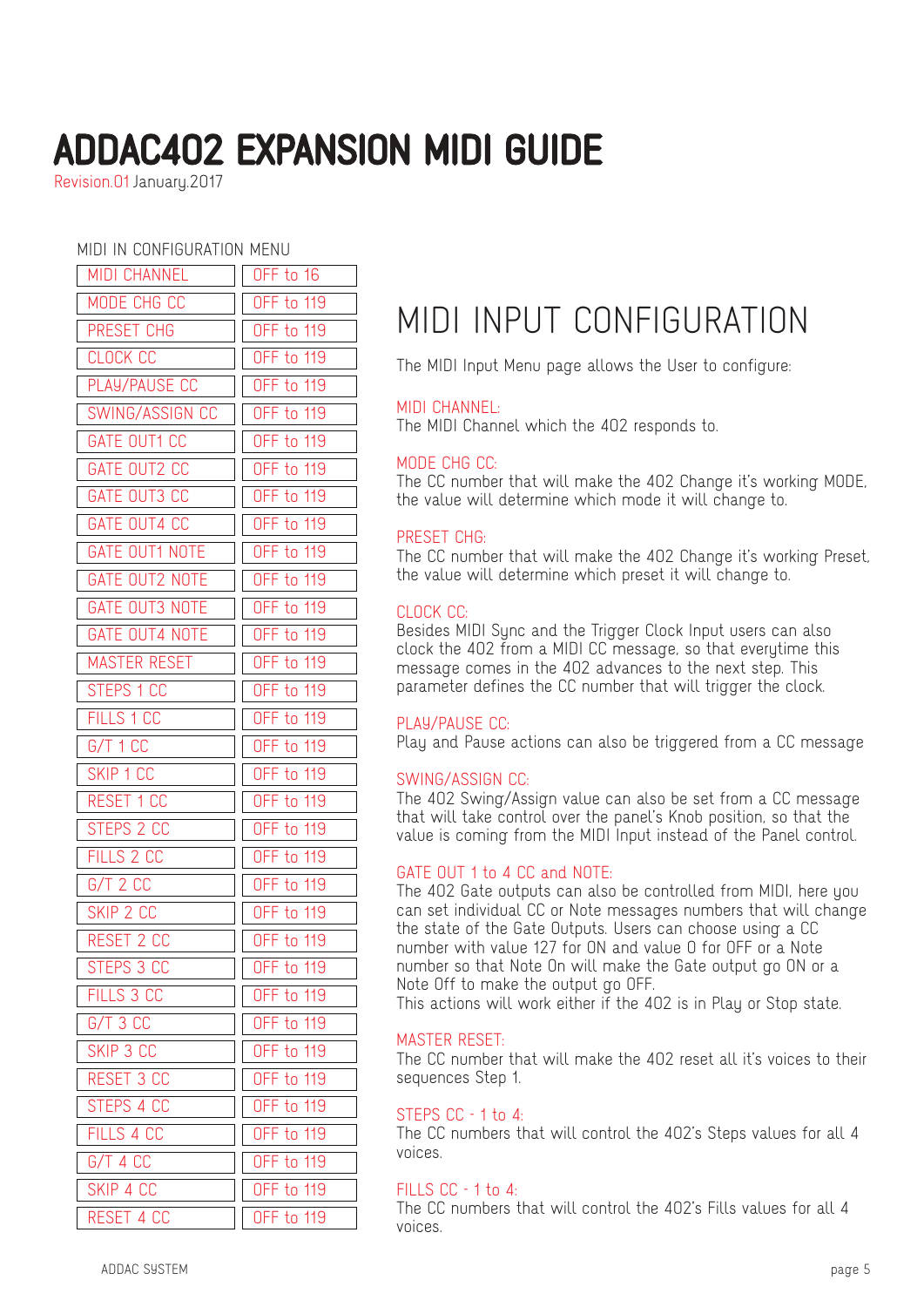# ADDAC402 EXPANSION MIDI GUIDE

Revision.01 January.2017

MIDI IN CONFIGURATION MENU

| | |
|---|---|
| MIDI CHANNEL | OFF to 16 |
| MODE CHG CC | OFF to 119 |
| PRESET CHG | OFF to 119 |
| CLOCK CC | OFF to 119 |
| PLAY/PAUSE CC | OFF to 119 |
| SWING/ASSIGN CC | OFF to 119 |
| GATE OUT1 CC | OFF to 119 |
| GATE OUT2 CC | OFF to 119 |
| GATE OUT3 CC | OFF to 119 |
| GATE OUT4 CC | OFF to 119 |
| GATE OUT1 NOTE | OFF to 119 |
| GATE OUT2 NOTE | OFF to 119 |
| GATE OUT3 NOTE | OFF to 119 |
| GATE OUT4 NOTE | OFF to 119 |
| MASTER RESET | OFF to 119 |
| STEPS 1 CC | OFF to 119 |
| FILLS 1 CC | OFF to 119 |
| G/T 1 CC | OFF to 119 |
| SKIP 1 CC | OFF to 119 |
| RESET 1 CC | OFF to 119 |
| STEPS 2 CC | OFF to 119 |
| FILLS 2 CC | OFF to 119 |
| G/T 2 CC | OFF to 119 |
| SKIP 2 CC | OFF to 119 |
| RESET 2 CC | OFF to 119 |
| STEPS 3 CC | OFF to 119 |
| FILLS 3 CC | OFF to 119 |
| G/T 3 CC | OFF to 119 |
| SKIP 3 CC | OFF to 119 |
| RESET 3 CC | OFF to 119 |
| STEPS 4 CC | OFF to 119 |
| FILLS 4 CC | OFF to 119 |
| G/T 4 CC | OFF to 119 |
| SKIP 4 CC | OFF to 119 |
| RESET 4 CC | OFF to 119 |

## MIDI INPUT CONFIGURATION

The MIDI Input Menu page allows the User to configure:

MIDI CHANNEL:
The MIDI Channel which the 402 responds to.

MODE CHG CC:
The CC number that will make the 402 Change it's working MODE, the value will determine which mode it will change to.

PRESET CHG:
The CC number that will make the 402 Change it's working Preset, the value will determine which preset it will change to.

CLOCK CC:
Besides MIDI Sync and the Trigger Clock Input users can also clock the 402 from a MIDI CC message, so that everytime this message comes in the 402 advances to the next step. This parameter defines the CC number that will trigger the clock.

PLAY/PAUSE CC:
Play and Pause actions can also be triggered from a CC message

SWING/ASSIGN CC:
The 402 Swing/Assign value can also be set from a CC message that will take control over the panel's Knob position, so that the value is coming from the MIDI Input instead of the Panel control.

GATE OUT 1 to 4 CC and NOTE:
The 402 Gate outputs can also be controlled from MIDI, here you can set individual CC or Note messages numbers that will change the state of the Gate Outputs. Users can choose using a CC number with value 127 for ON and value 0 for OFF or a Note number so that Note On will make the Gate output go ON or a Note Off to make the output go OFF.
This actions will work either if the 402 is in Play or Stop state.

MASTER RESET:
The CC number that will make the 402 reset all it's voices to their sequences Step 1.

STEPS CC - 1 to 4:
The CC numbers that will control the 402's Steps values for all 4 voices.

FILLS CC - 1 to 4:
The CC numbers that will control the 402's Fills values for all 4 voices.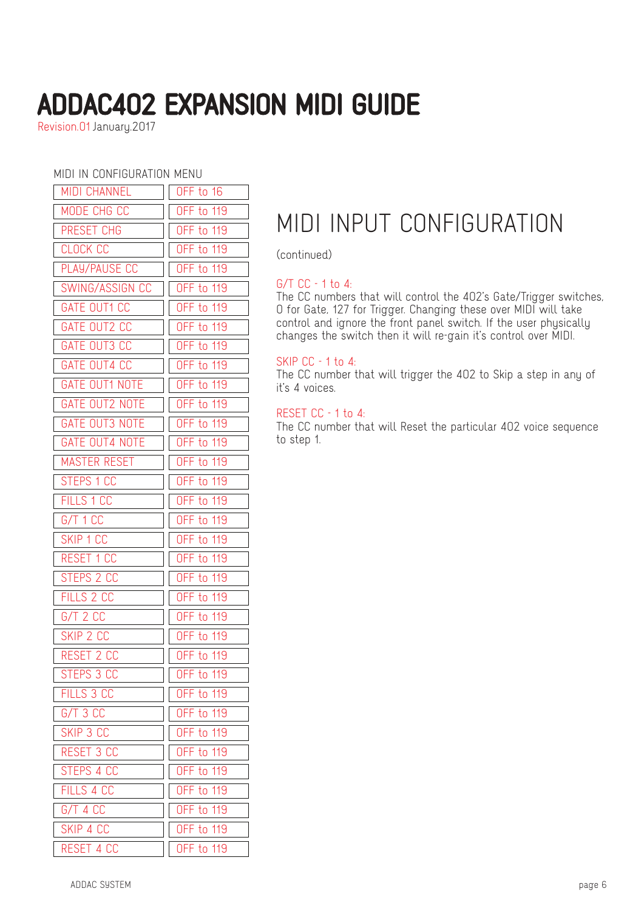# ADDAC402 EXPANSION MIDI GUIDE

Revision.01 January.2017

MIDI IN CONFIGURATION MENU

| MIDI CHANNEL | OFF to 16 |
|---|---|
| MODE CHG CC | OFF to 119 |
| PRESET CHG | OFF to 119 |
| CLOCK CC | OFF to 119 |
| PLAY/PAUSE CC | OFF to 119 |
| SWING/ASSIGN CC | OFF to 119 |
| GATE OUT1 CC | OFF to 119 |
| GATE OUT2 CC | OFF to 119 |
| GATE OUT3 CC | OFF to 119 |
| GATE OUT4 CC | OFF to 119 |
| GATE OUT1 NOTE | OFF to 119 |
| GATE OUT2 NOTE | OFF to 119 |
| GATE OUT3 NOTE | OFF to 119 |
| GATE OUT4 NOTE | OFF to 119 |
| MASTER RESET | OFF to 119 |
| STEPS 1 CC | OFF to 119 |
| FILLS 1 CC | OFF to 119 |
| G/T 1 CC | OFF to 119 |
| SKIP 1 CC | OFF to 119 |
| RESET 1 CC | OFF to 119 |
| STEPS 2 CC | OFF to 119 |
| FILLS 2 CC | OFF to 119 |
| G/T 2 CC | OFF to 119 |
| SKIP 2 CC | OFF to 119 |
| RESET 2 CC | OFF to 119 |
| STEPS 3 CC | OFF to 119 |
| FILLS 3 CC | OFF to 119 |
| G/T 3 CC | OFF to 119 |
| SKIP 3 CC | OFF to 119 |
| RESET 3 CC | OFF to 119 |
| STEPS 4 CC | OFF to 119 |
| FILLS 4 CC | OFF to 119 |
| G/T 4 CC | OFF to 119 |
| SKIP 4 CC | OFF to 119 |
| RESET 4 CC | OFF to 119 |

## MIDI INPUT CONFIGURATION

(continued)

G/T CC - 1 to 4:
The CC numbers that will control the 402's Gate/Trigger switches, 0 for Gate, 127 for Trigger. Changing these over MIDI will take control and ignore the front panel switch. If the user physically changes the switch then it will re-gain it's control over MIDI.

SKIP CC - 1 to 4:
The CC number that will trigger the 402 to Skip a step in any of it's 4 voices.

RESET CC - 1 to 4:
The CC number that will Reset the particular 402 voice sequence to step 1.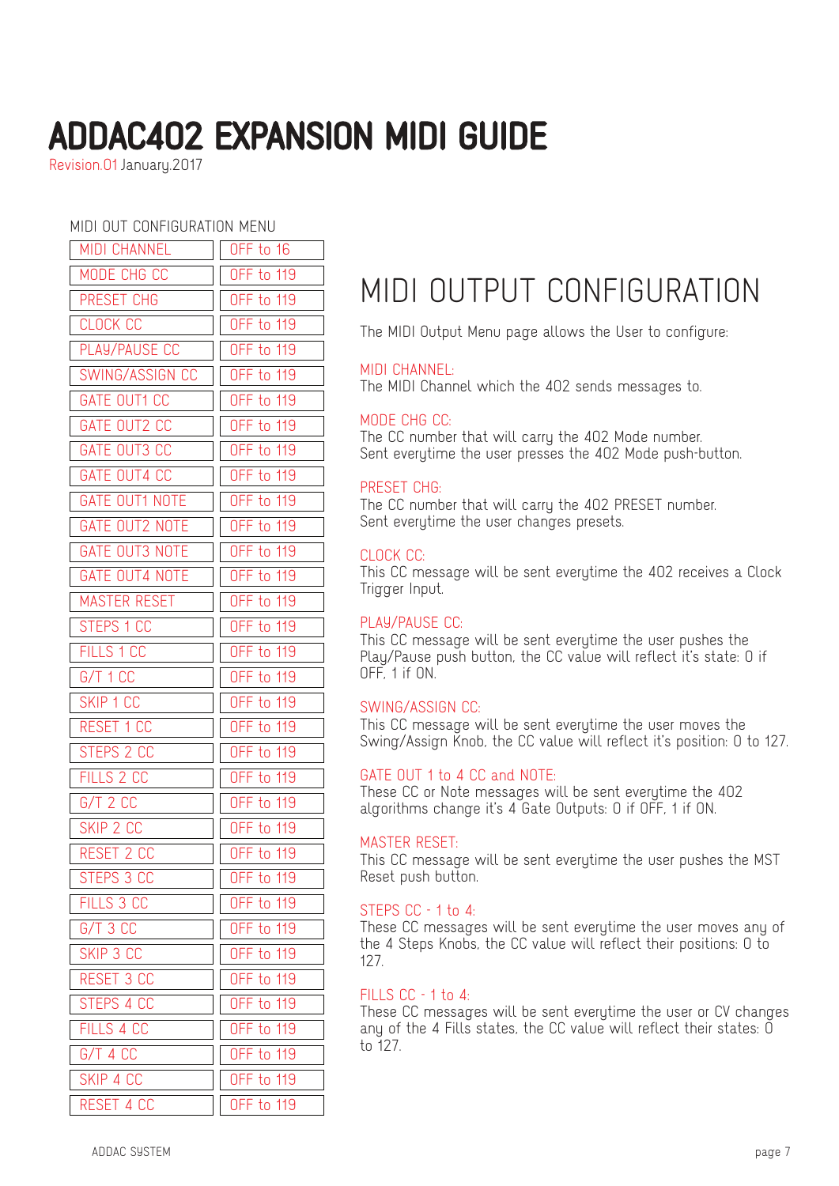# ADDAC402 EXPANSION MIDI GUIDE

Revision.01 January.2017

MIDI OUT CONFIGURATION MENU

| MIDI CHANNEL | OFF to 16 |
|---|---|
| MODE CHG CC | OFF to 119 |
| PRESET CHG | OFF to 119 |
| CLOCK CC | OFF to 119 |
| PLAY/PAUSE CC | OFF to 119 |
| SWING/ASSIGN CC | OFF to 119 |
| GATE OUT1 CC | OFF to 119 |
| GATE OUT2 CC | OFF to 119 |
| GATE OUT3 CC | OFF to 119 |
| GATE OUT4 CC | OFF to 119 |
| GATE OUT1 NOTE | OFF to 119 |
| GATE OUT2 NOTE | OFF to 119 |
| GATE OUT3 NOTE | OFF to 119 |
| GATE OUT4 NOTE | OFF to 119 |
| MASTER RESET | OFF to 119 |
| STEPS 1 CC | OFF to 119 |
| FILLS 1 CC | OFF to 119 |
| G/T 1 CC | OFF to 119 |
| SKIP 1 CC | OFF to 119 |
| RESET 1 CC | OFF to 119 |
| STEPS 2 CC | OFF to 119 |
| FILLS 2 CC | OFF to 119 |
| G/T 2 CC | OFF to 119 |
| SKIP 2 CC | OFF to 119 |
| RESET 2 CC | OFF to 119 |
| STEPS 3 CC | OFF to 119 |
| FILLS 3 CC | OFF to 119 |
| G/T 3 CC | OFF to 119 |
| SKIP 3 CC | OFF to 119 |
| RESET 3 CC | OFF to 119 |
| STEPS 4 CC | OFF to 119 |
| FILLS 4 CC | OFF to 119 |
| G/T 4 CC | OFF to 119 |
| SKIP 4 CC | OFF to 119 |
| RESET 4 CC | OFF to 119 |

## MIDI OUTPUT CONFIGURATION

The MIDI Output Menu page allows the User to configure:

MIDI CHANNEL:
The MIDI Channel which the 402 sends messages to.

MODE CHG CC:
The CC number that will carry the 402 Mode number.
Sent everytime the user presses the 402 Mode push-button.

PRESET CHG:
The CC number that will carry the 402 PRESET number.
Sent everytime the user changes presets.

CLOCK CC:
This CC message will be sent everytime the 402 receives a Clock Trigger Input.

PLAY/PAUSE CC:
This CC message will be sent everytime the user pushes the Play/Pause push button, the CC value will reflect it's state: 0 if OFF, 1 if ON.

SWING/ASSIGN CC:
This CC message will be sent everytime the user moves the Swing/Assign Knob, the CC value will reflect it's position: 0 to 127.

GATE OUT 1 to 4 CC and NOTE:
These CC or Note messages will be sent everytime the 402 algorithms change it's 4 Gate Outputs: 0 if OFF, 1 if ON.

MASTER RESET:
This CC message will be sent everytime the user pushes the MST Reset push button.

STEPS CC - 1 to 4:
These CC messages will be sent everytime the user moves any of the 4 Steps Knobs, the CC value will reflect their positions: 0 to 127.

FILLS CC - 1 to 4:
These CC messages will be sent everytime the user or CV changes any of the 4 Fills states, the CC value will reflect their states: 0 to 127.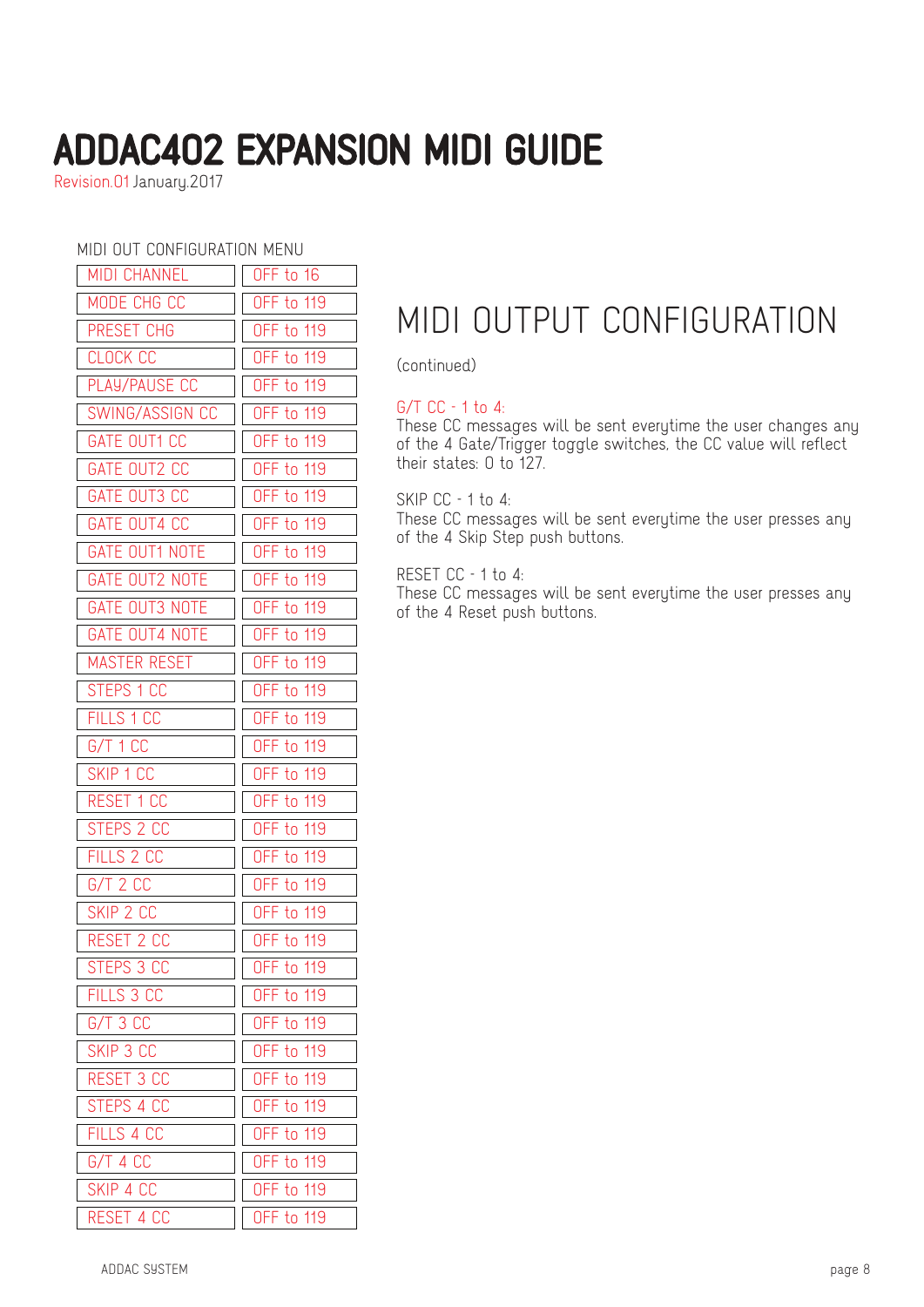# ADDAC402 EXPANSION MIDI GUIDE

Revision.01 January.2017

MIDI OUT CONFIGURATION MENU

| MIDI CHANNEL | OFF to 16 |
|---|---|
| MODE CHG CC | OFF to 119 |
| PRESET CHG | OFF to 119 |
| CLOCK CC | OFF to 119 |
| PLAY/PAUSE CC | OFF to 119 |
| SWING/ASSIGN CC | OFF to 119 |
| GATE OUT1 CC | OFF to 119 |
| GATE OUT2 CC | OFF to 119 |
| GATE OUT3 CC | OFF to 119 |
| GATE OUT4 CC | OFF to 119 |
| GATE OUT1 NOTE | OFF to 119 |
| GATE OUT2 NOTE | OFF to 119 |
| GATE OUT3 NOTE | OFF to 119 |
| GATE OUT4 NOTE | OFF to 119 |
| MASTER RESET | OFF to 119 |
| STEPS 1 CC | OFF to 119 |
| FILLS 1 CC | OFF to 119 |
| G/T 1 CC | OFF to 119 |
| SKIP 1 CC | OFF to 119 |
| RESET 1 CC | OFF to 119 |
| STEPS 2 CC | OFF to 119 |
| FILLS 2 CC | OFF to 119 |
| G/T 2 CC | OFF to 119 |
| SKIP 2 CC | OFF to 119 |
| RESET 2 CC | OFF to 119 |
| STEPS 3 CC | OFF to 119 |
| FILLS 3 CC | OFF to 119 |
| G/T 3 CC | OFF to 119 |
| SKIP 3 CC | OFF to 119 |
| RESET 3 CC | OFF to 119 |
| STEPS 4 CC | OFF to 119 |
| FILLS 4 CC | OFF to 119 |
| G/T 4 CC | OFF to 119 |
| SKIP 4 CC | OFF to 119 |
| RESET 4 CC | OFF to 119 |

## MIDI OUTPUT CONFIGURATION

(continued)

G/T CC - 1 to 4:
These CC messages will be sent everytime the user changes any of the 4 Gate/Trigger toggle switches, the CC value will reflect their states: 0 to 127.

SKIP CC - 1 to 4:
These CC messages will be sent everytime the user presses any of the 4 Skip Step push buttons.

RESET CC - 1 to 4:
These CC messages will be sent everytime the user presses any of the 4 Reset push buttons.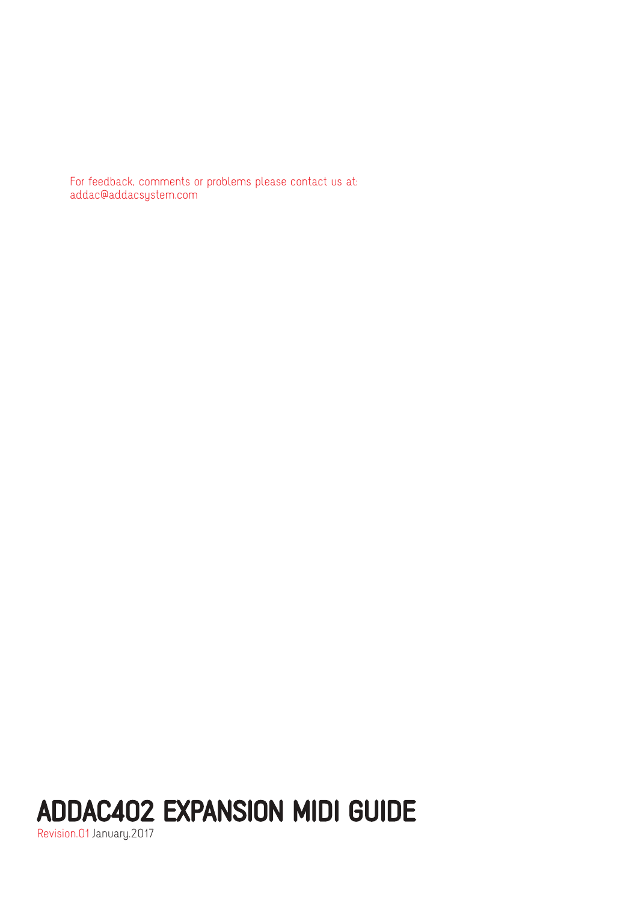For feedback, comments or problems please contact us at:
addac@addacsystem.com

# ADDAC402 EXPANSION MIDI GUIDE

Revision.01 January.2017